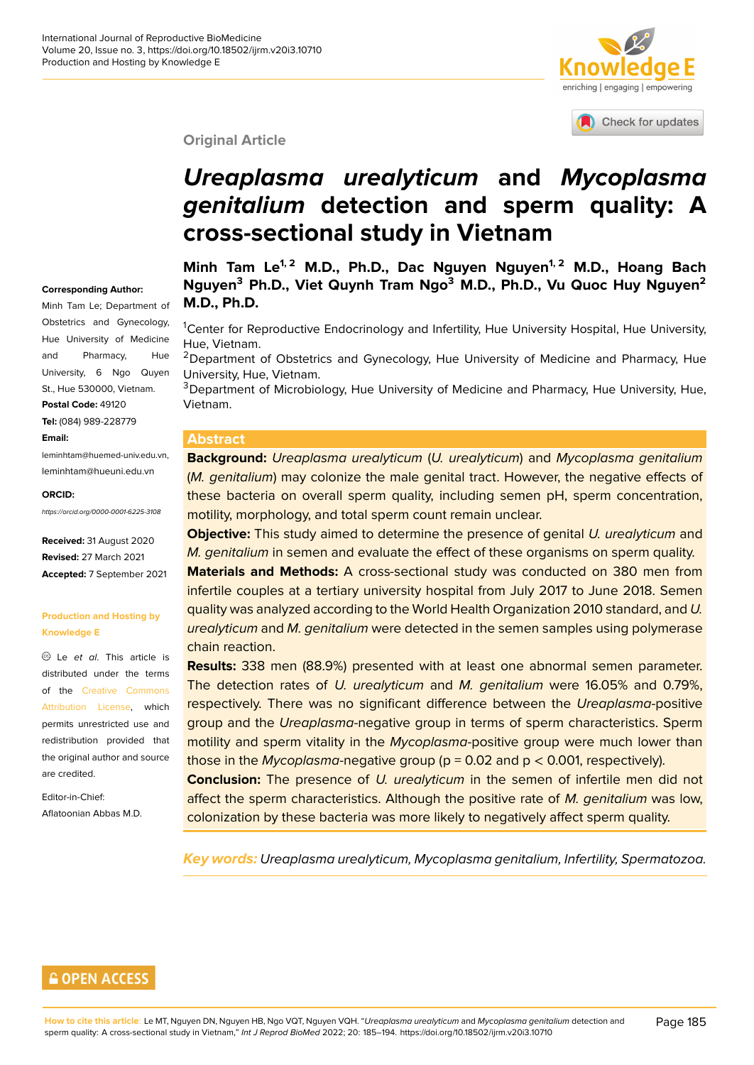Original Article

# *Ureaplasma urealyticum* and *Mycoplasma genitalium* detection and sperm quality: A cross-sectional study in Vietnam

**Minh Tam Le[1,2] M.D., Ph.D., Dac Nguyen Nguyen[1,2] M.D., Hoang Bach Nguyen[3] Ph.D., Viet Quynh Tram Ngo[3] M.D., Ph.D., Vu Quoc Huy Nguyen[2] M.D., Ph.D.**

[1]Center for Reproductive Endocrinology and Infertility, Hue University Hospital, Hue University, Hue, Vietnam.
[2]Department of Obstetrics and Gynecology, Hue University of Medicine and Pharmacy, Hue University, Hue, Vietnam.
[3]Department of Microbiology, Hue University of Medicine and Pharmacy, Hue University, Hue, Vietnam.

**Corresponding Author:**
Minh Tam Le; Department of Obstetrics and Gynecology, Hue University of Medicine and Pharmacy, Hue University, 6 Ngo Quyen St., Hue 530000, Vietnam.
**Postal Code:** 49120
**Tel:** (084) 989-228779
**Email:**
leminhtam@huemed-univ.edu.vn,
leminhtam@hueuni.edu.vn

**ORCID:**
https://orcid.org/0000-0001-6225-3108

**Received:** 31 August 2020
**Revised:** 27 March 2021
**Accepted:** 7 September 2021

**Production and Hosting by Knowledge E**

Le *et al.* This article is distributed under the terms of the Creative Commons Attribution License, which permits unrestricted use and redistribution provided that the original author and source are credited.

Editor-in-Chief:
Aflatoonian Abbas M.D.

## Abstract

**Background:** *Ureaplasma urealyticum* (*U. urealyticum*) and *Mycoplasma genitalium* (*M. genitalium*) may colonize the male genital tract. However, the negative effects of these bacteria on overall sperm quality, including semen pH, sperm concentration, motility, morphology, and total sperm count remain unclear.

**Objective:** This study aimed to determine the presence of genital *U. urealyticum* and *M. genitalium* in semen and evaluate the effect of these organisms on sperm quality.

**Materials and Methods:** A cross-sectional study was conducted on 380 men from infertile couples at a tertiary university hospital from July 2017 to June 2018. Semen quality was analyzed according to the World Health Organization 2010 standard, and *U. urealyticum* and *M. genitalium* were detected in the semen samples using polymerase chain reaction.

**Results:** 338 men (88.9%) presented with at least one abnormal semen parameter. The detection rates of *U. urealyticum* and *M. genitalium* were 16.05% and 0.79%, respectively. There was no significant difference between the *Ureaplasma*-positive group and the *Ureaplasma*-negative group in terms of sperm characteristics. Sperm motility and sperm vitality in the *Mycoplasma*-positive group were much lower than those in the *Mycoplasma*-negative group ($p = 0.02$ and $p < 0.001$, respectively).

**Conclusion:** The presence of *U. urealyticum* in the semen of infertile men did not affect the sperm characteristics. Although the positive rate of *M. genitalium* was low, colonization by these bacteria was more likely to negatively affect sperm quality.

***Key words:*** *Ureaplasma urealyticum, Mycoplasma genitalium, Infertility, Spermatozoa.*

**How to cite this article:** Le MT, Nguyen DN, Nguyen HB, Ngo VQT, Nguyen VQH. "*Ureaplasma urealyticum* and *Mycoplasma genitalium* detection and sperm quality: A cross-sectional study in Vietnam," *Int J Reprod BioMed* 2022; 20: 185–194. https://doi.org/10.18502/ijrm.v20i3.10710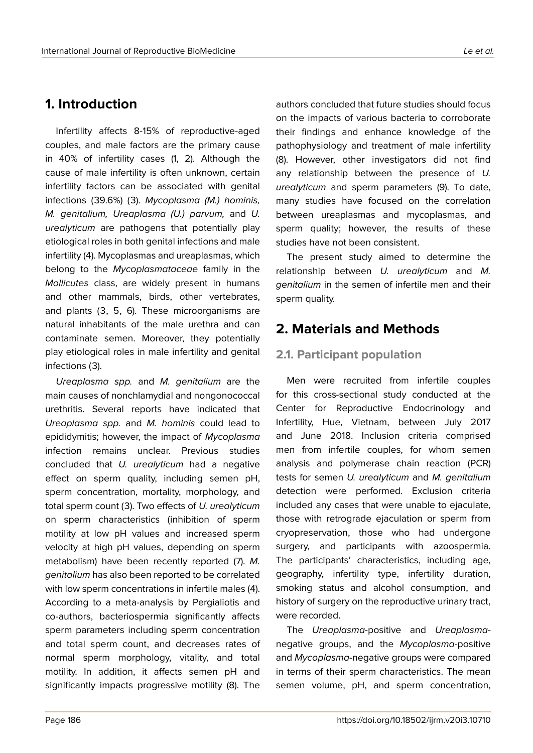## 1. Introduction

Infertility affects 8-15% of reproductive-aged couples, and male factors are the primary cause in 40% of infertility cases (1, 2). Although the cause of male infertility is often unknown, certain infertility factors can be associated with genital infections (39.6%) (3). *Mycoplasma (M.) hominis, M. genitalium, Ureaplasma (U.) parvum,* and *U. urealyticum* are pathogens that potentially play etiological roles in both genital infections and male infertility (4). Mycoplasmas and ureaplasmas, which belong to the *Mycoplasmataceae* family in the *Mollicutes* class, are widely present in humans and other mammals, birds, other vertebrates, and plants (3, 5, 6). These microorganisms are natural inhabitants of the male urethra and can contaminate semen. Moreover, they potentially play etiological roles in male infertility and genital infections (3).

*Ureaplasma spp.* and *M. genitalium* are the main causes of nonchlamydial and nongonococcal urethritis. Several reports have indicated that *Ureaplasma spp.* and *M. hominis* could lead to epididymitis; however, the impact of *Mycoplasma* infection remains unclear. Previous studies concluded that *U. urealyticum* had a negative effect on sperm quality, including semen pH, sperm concentration, mortality, morphology, and total sperm count (3). Two effects of *U. urealyticum* on sperm characteristics (inhibition of sperm motility at low pH values and increased sperm velocity at high pH values, depending on sperm metabolism) have been recently reported (7). *M. genitalium* has also been reported to be correlated with low sperm concentrations in infertile males (4). According to a meta-analysis by Pergialiotis and co-authors, bacteriospermia significantly affects sperm parameters including sperm concentration and total sperm count, and decreases rates of normal sperm morphology, vitality, and total motility. In addition, it affects semen pH and significantly impacts progressive motility (8). The authors concluded that future studies should focus on the impacts of various bacteria to corroborate their findings and enhance knowledge of the pathophysiology and treatment of male infertility (8). However, other investigators did not find any relationship between the presence of *U. urealyticum* and sperm parameters (9). To date, many studies have focused on the correlation between ureaplasmas and mycoplasmas, and sperm quality; however, the results of these studies have not been consistent.

The present study aimed to determine the relationship between *U. urealyticum* and *M. genitalium* in the semen of infertile men and their sperm quality.

## 2. Materials and Methods

### 2.1. Participant population

Men were recruited from infertile couples for this cross-sectional study conducted at the Center for Reproductive Endocrinology and Infertility, Hue, Vietnam, between July 2017 and June 2018. Inclusion criteria comprised men from infertile couples, for whom semen analysis and polymerase chain reaction (PCR) tests for semen *U. urealyticum* and *M. genitalium* detection were performed. Exclusion criteria included any cases that were unable to ejaculate, those with retrograde ejaculation or sperm from cryopreservation, those who had undergone surgery, and participants with azoospermia. The participants' characteristics, including age, geography, infertility type, infertility duration, smoking status and alcohol consumption, and history of surgery on the reproductive urinary tract, were recorded.

The *Ureaplasma*-positive and *Ureaplasma*-negative groups, and the *Mycoplasma*-positive and *Mycoplasma*-negative groups were compared in terms of their sperm characteristics. The mean semen volume, pH, and sperm concentration,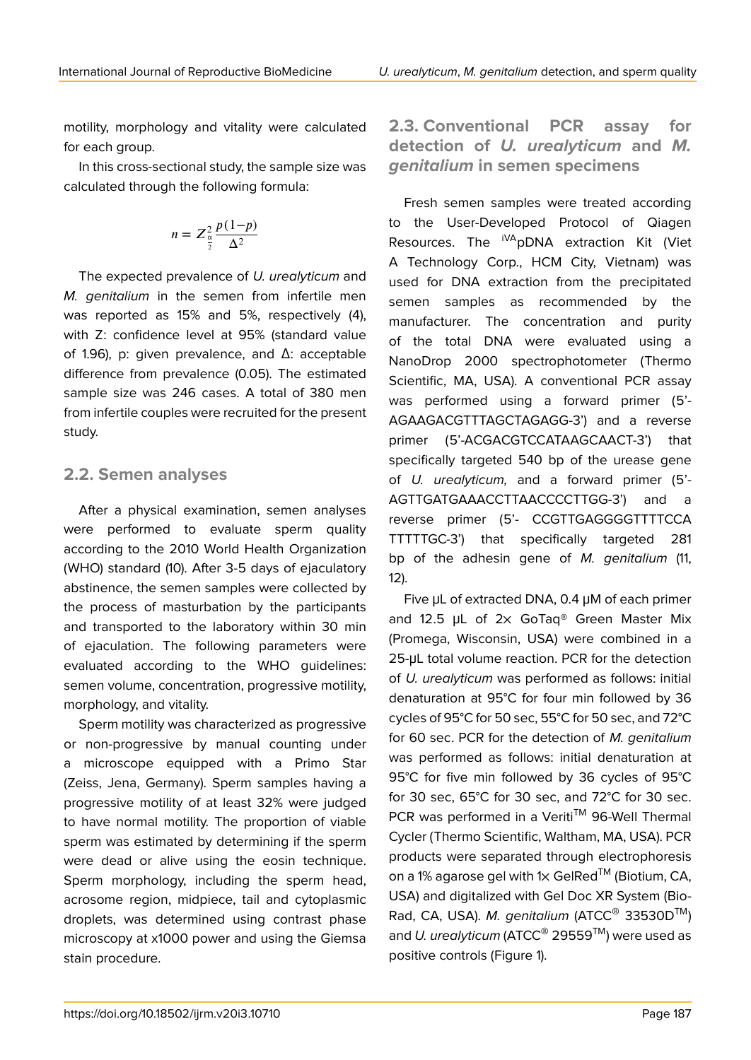motility, morphology and vitality were calculated for each group.

In this cross-sectional study, the sample size was calculated through the following formula:

$$n = Z^2_{\frac{\alpha}{2}} \frac{p(1-p)}{\Delta^2}$$

The expected prevalence of *U. urealyticum* and *M. genitalium* in the semen from infertile men was reported as 15% and 5%, respectively (4), with Z: confidence level at 95% (standard value of 1.96), p: given prevalence, and Δ: acceptable difference from prevalence (0.05). The estimated sample size was 246 cases. A total of 380 men from infertile couples were recruited for the present study.

## 2.2. Semen analyses

After a physical examination, semen analyses were performed to evaluate sperm quality according to the 2010 World Health Organization (WHO) standard (10). After 3-5 days of ejaculatory abstinence, the semen samples were collected by the process of masturbation by the participants and transported to the laboratory within 30 min of ejaculation. The following parameters were evaluated according to the WHO guidelines: semen volume, concentration, progressive motility, morphology, and vitality.

Sperm motility was characterized as progressive or non-progressive by manual counting under a microscope equipped with a Primo Star (Zeiss, Jena, Germany). Sperm samples having a progressive motility of at least 32% were judged to have normal motility. The proportion of viable sperm was estimated by determining if the sperm were dead or alive using the eosin technique. Sperm morphology, including the sperm head, acrosome region, midpiece, tail and cytoplasmic droplets, was determined using contrast phase microscopy at x1000 power and using the Giemsa stain procedure.

## 2.3. Conventional PCR assay for detection of *U. urealyticum* and *M. genitalium* in semen specimens

Fresh semen samples were treated according to the User-Developed Protocol of Qiagen Resources. The iVApDNA extraction Kit (Viet A Technology Corp., HCM City, Vietnam) was used for DNA extraction from the precipitated semen samples as recommended by the manufacturer. The concentration and purity of the total DNA were evaluated using a NanoDrop 2000 spectrophotometer (Thermo Scientific, MA, USA). A conventional PCR assay was performed using a forward primer (5'-AGAAGACGTTTAGCTAGAGG-3') and a reverse primer (5'-ACGACGTCCATAAGCAACT-3') that specifically targeted 540 bp of the urease gene of *U. urealyticum,* and a forward primer (5'-AGTTGATGAAACCTTAACCCCTTGG-3') and a reverse primer (5'- CCGTTGAGGGGTTTTCCA TTTTTGC-3') that specifically targeted 281 bp of the adhesin gene of *M. genitalium* (11, 12).

Five µL of extracted DNA, 0.4 µM of each primer and 12.5 µL of 2× GoTaq® Green Master Mix (Promega, Wisconsin, USA) were combined in a 25-µL total volume reaction. PCR for the detection of *U. urealyticum* was performed as follows: initial denaturation at 95°C for four min followed by 36 cycles of 95°C for 50 sec, 55°C for 50 sec, and 72°C for 60 sec. PCR for the detection of *M. genitalium* was performed as follows: initial denaturation at 95°C for five min followed by 36 cycles of 95°C for 30 sec, 65°C for 30 sec, and 72°C for 30 sec. PCR was performed in a Veriti™ 96-Well Thermal Cycler (Thermo Scientific, Waltham, MA, USA). PCR products were separated through electrophoresis on a 1% agarose gel with 1× GelRed™ (Biotium, CA, USA) and digitalized with Gel Doc XR System (Bio-Rad, CA, USA). *M. genitalium* (ATCC® 33530D™) and *U. urealyticum* (ATCC® 29559™) were used as positive controls (Figure 1).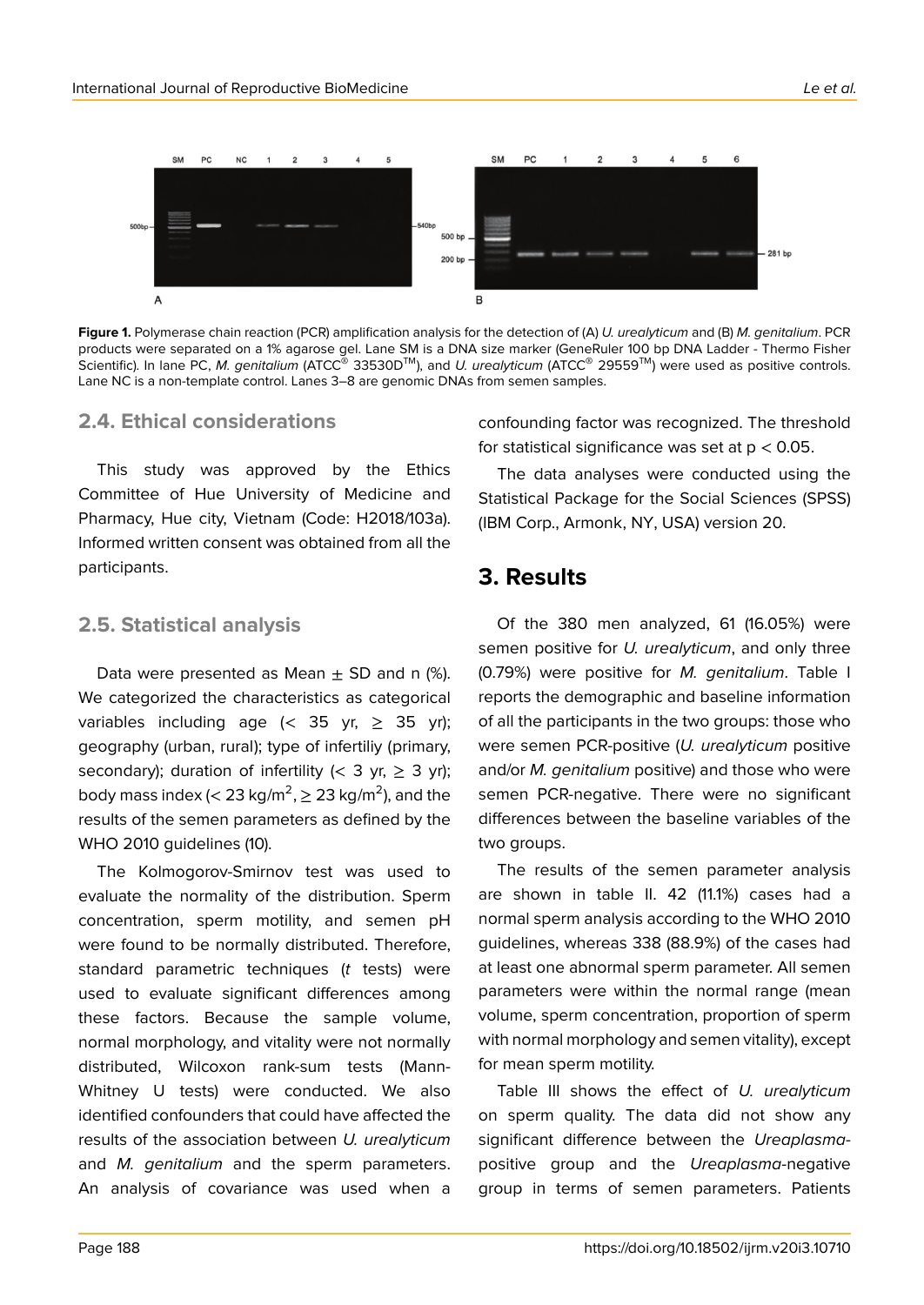**Figure 1.** Polymerase chain reaction (PCR) amplification analysis for the detection of (A) *U. urealyticum* and (B) *M. genitalium*. PCR products were separated on a 1% agarose gel. Lane SM is a DNA size marker (GeneRuler 100 bp DNA Ladder - Thermo Fisher Scientific). In lane PC, *M. genitalium* (ATCC® 33530D™), and *U. urealyticum* (ATCC® 29559™) were used as positive controls. Lane NC is a non-template control. Lanes 3–8 are genomic DNAs from semen samples.

## 2.4. Ethical considerations

This study was approved by the Ethics Committee of Hue University of Medicine and Pharmacy, Hue city, Vietnam (Code: H2018/103a). Informed written consent was obtained from all the participants.

## 2.5. Statistical analysis

Data were presented as Mean ± SD and n (%). We categorized the characteristics as categorical variables including age (< 35 yr, ≥ 35 yr); geography (urban, rural); type of infertiliy (primary, secondary); duration of infertility (< 3 yr, ≥ 3 yr); body mass index (< 23 kg/m$^2$, ≥ 23 kg/m$^2$), and the results of the semen parameters as defined by the WHO 2010 guidelines (10).

The Kolmogorov-Smirnov test was used to evaluate the normality of the distribution. Sperm concentration, sperm motility, and semen pH were found to be normally distributed. Therefore, standard parametric techniques (*t* tests) were used to evaluate significant differences among these factors. Because the sample volume, normal morphology, and vitality were not normally distributed, Wilcoxon rank-sum tests (Mann-Whitney U tests) were conducted. We also identified confounders that could have affected the results of the association between *U. urealyticum* and *M. genitalium* and the sperm parameters. An analysis of covariance was used when a confounding factor was recognized. The threshold for statistical significance was set at $p < 0.05$.

The data analyses were conducted using the Statistical Package for the Social Sciences (SPSS) (IBM Corp., Armonk, NY, USA) version 20.

# 3. Results

Of the 380 men analyzed, 61 (16.05%) were semen positive for *U. urealyticum*, and only three (0.79%) were positive for *M. genitalium*. Table I reports the demographic and baseline information of all the participants in the two groups: those who were semen PCR-positive (*U. urealyticum* positive and/or *M. genitalium* positive) and those who were semen PCR-negative. There were no significant differences between the baseline variables of the two groups.

The results of the semen parameter analysis are shown in table II. 42 (11.1%) cases had a normal sperm analysis according to the WHO 2010 guidelines, whereas 338 (88.9%) of the cases had at least one abnormal sperm parameter. All semen parameters were within the normal range (mean volume, sperm concentration, proportion of sperm with normal morphology and semen vitality), except for mean sperm motility.

Table III shows the effect of *U. urealyticum* on sperm quality. The data did not show any significant difference between the *Ureaplasma*-positive group and the *Ureaplasma*-negative group in terms of semen parameters. Patients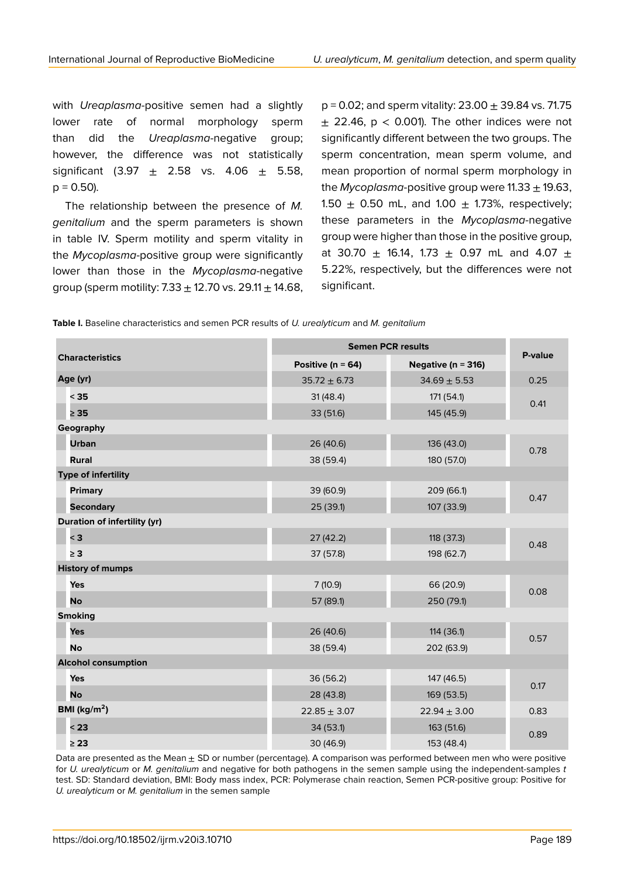with *Ureaplasma*-positive semen had a slightly lower rate of normal morphology sperm than did the *Ureaplasma*-negative group; however, the difference was not statistically significant (3.97 ± 2.58 vs. 4.06 ± 5.58, $p = 0.50$).

The relationship between the presence of *M. genitalium* and the sperm parameters is shown in table IV. Sperm motility and sperm vitality in the *Mycoplasma*-positive group were significantly lower than those in the *Mycoplasma*-negative group (sperm motility: 7.33 ± 12.70 vs. 29.11 ± 14.68, $p = 0.02$; and sperm vitality: 23.00 ± 39.84 vs. 71.75 ± 22.46, $p < 0.001$). The other indices were not significantly different between the two groups. The sperm concentration, mean sperm volume, and mean proportion of normal sperm morphology in the *Mycoplasma*-positive group were 11.33 ± 19.63, 1.50 ± 0.50 mL, and 1.00 ± 1.73%, respectively; these parameters in the *Mycoplasma*-negative group were higher than those in the positive group, at 30.70 ± 16.14, 1.73 ± 0.97 mL and 4.07 ± 5.22%, respectively, but the differences were not significant.

**Table I.** Baseline characteristics and semen PCR results of *U. urealyticum* and *M. genitalium*

| Characteristics | Semen PCR results | | P-value |
|---|---|---|---|
| | **Positive (n = 64)** | **Negative (n = 316)** | |
| **Age (yr)** | 35.72 ± 6.73 | 34.69 ± 5.53 | 0.25 |
| < 35 | 31 (48.4) | 171 (54.1) | 0.41 |
| ≥ 35 | 33 (51.6) | 145 (45.9) | |
| **Geography** | | | |
| Urban | 26 (40.6) | 136 (43.0) | 0.78 |
| Rural | 38 (59.4) | 180 (57.0) | |
| **Type of infertility** | | | |
| Primary | 39 (60.9) | 209 (66.1) | 0.47 |
| Secondary | 25 (39.1) | 107 (33.9) | |
| **Duration of infertility (yr)** | | | |
| < 3 | 27 (42.2) | 118 (37.3) | 0.48 |
| ≥ 3 | 37 (57.8) | 198 (62.7) | |
| **History of mumps** | | | |
| Yes | 7 (10.9) | 66 (20.9) | 0.08 |
| No | 57 (89.1) | 250 (79.1) | |
| **Smoking** | | | |
| Yes | 26 (40.6) | 114 (36.1) | 0.57 |
| No | 38 (59.4) | 202 (63.9) | |
| **Alcohol consumption** | | | |
| Yes | 36 (56.2) | 147 (46.5) | 0.17 |
| No | 28 (43.8) | 169 (53.5) | |
| **BMI (kg/m$^2$)** | 22.85 ± 3.07 | 22.94 ± 3.00 | 0.83 |
| < 23 | 34 (53.1) | 163 (51.6) | 0.89 |
| ≥ 23 | 30 (46.9) | 153 (48.4) | |

Data are presented as the Mean ± SD or number (percentage). A comparison was performed between men who were positive for *U. urealyticum* or *M. genitalium* and negative for both pathogens in the semen sample using the independent-samples *t* test. SD: Standard deviation, BMI: Body mass index, PCR: Polymerase chain reaction, Semen PCR-positive group: Positive for *U. urealyticum* or *M. genitalium* in the semen sample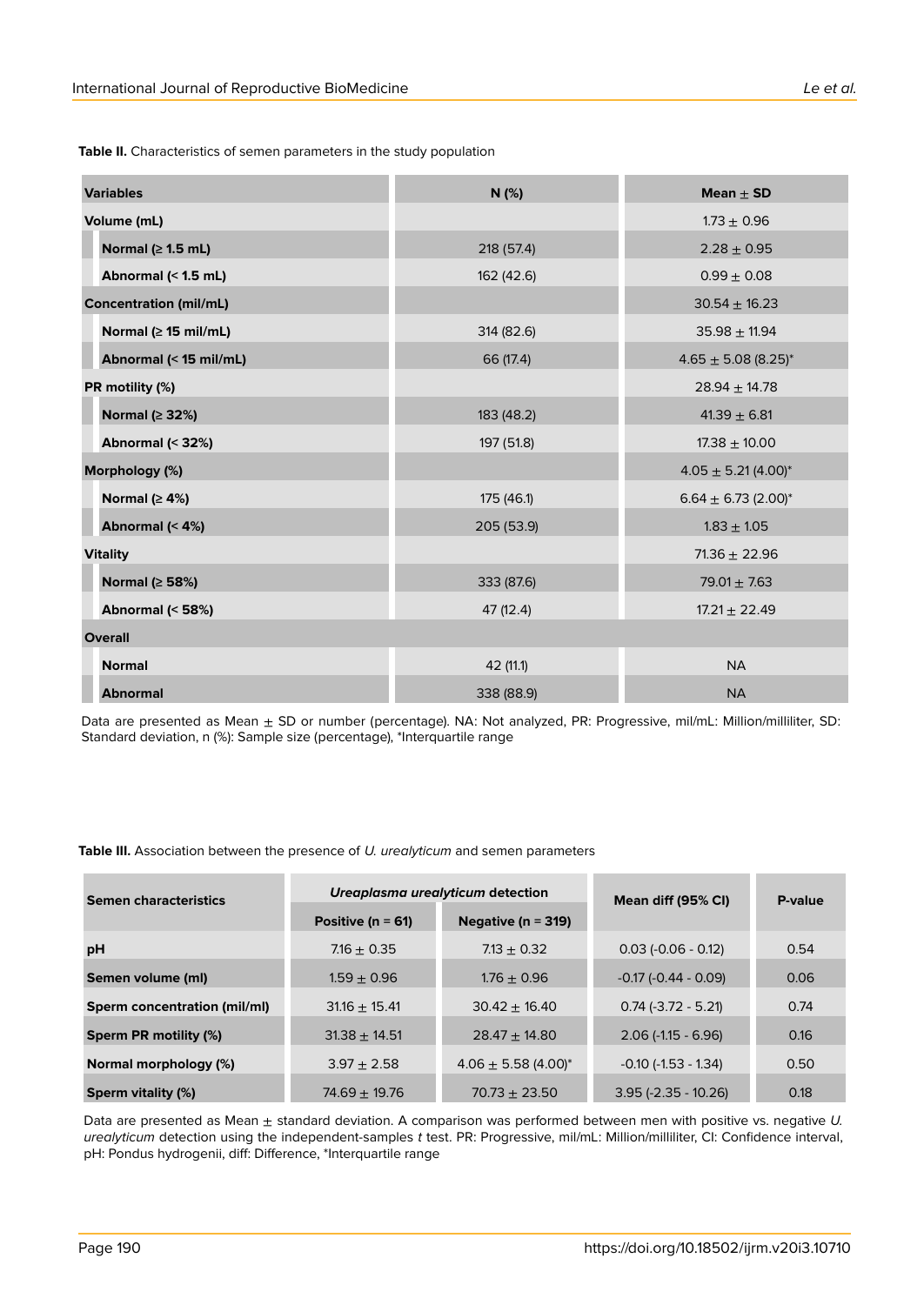**Table II.** Characteristics of semen parameters in the study population

| Variables | N (%) | Mean ± SD |
|---|---|---|
| **Volume (mL)** | | 1.73 ± 0.96 |
| **Normal (≥ 1.5 mL)** | 218 (57.4) | 2.28 ± 0.95 |
| **Abnormal (< 1.5 mL)** | 162 (42.6) | 0.99 ± 0.08 |
| **Concentration (mil/mL)** | | 30.54 ± 16.23 |
| **Normal (≥ 15 mil/mL)** | 314 (82.6) | 35.98 ± 11.94 |
| **Abnormal (< 15 mil/mL)** | 66 (17.4) | 4.65 ± 5.08 (8.25)* |
| **PR motility (%)** | | 28.94 ± 14.78 |
| **Normal (≥ 32%)** | 183 (48.2) | 41.39 ± 6.81 |
| **Abnormal (< 32%)** | 197 (51.8) | 17.38 ± 10.00 |
| **Morphology (%)** | | 4.05 ± 5.21 (4.00)* |
| **Normal (≥ 4%)** | 175 (46.1) | 6.64 ± 6.73 (2.00)* |
| **Abnormal (< 4%)** | 205 (53.9) | 1.83 ± 1.05 |
| **Vitality** | | 71.36 ± 22.96 |
| **Normal (≥ 58%)** | 333 (87.6) | 79.01 ± 7.63 |
| **Abnormal (< 58%)** | 47 (12.4) | 17.21 ± 22.49 |
| **Overall** | | |
| **Normal** | 42 (11.1) | NA |
| **Abnormal** | 338 (88.9) | NA |

Data are presented as Mean ± SD or number (percentage). NA: Not analyzed, PR: Progressive, mil/mL: Million/milliliter, SD: Standard deviation, n (%): Sample size (percentage), *Interquartile range

**Table III.** Association between the presence of *U. urealyticum* and semen parameters

| Semen characteristics | *Ureaplasma urealyticum* detection | | Mean diff (95% CI) | P-value |
|---|---|---|---|---|
| | Positive (n = 61) | Negative (n = 319) | | |
| **pH** | 7.16 ± 0.35 | 7.13 ± 0.32 | 0.03 (-0.06 - 0.12) | 0.54 |
| **Semen volume (ml)** | 1.59 ± 0.96 | 1.76 ± 0.96 | -0.17 (-0.44 - 0.09) | 0.06 |
| **Sperm concentration (mil/ml)** | 31.16 ± 15.41 | 30.42 ± 16.40 | 0.74 (-3.72 - 5.21) | 0.74 |
| **Sperm PR motility (%)** | 31.38 ± 14.51 | 28.47 ± 14.80 | 2.06 (-1.15 - 6.96) | 0.16 |
| **Normal morphology (%)** | 3.97 ± 2.58 | 4.06 ± 5.58 (4.00)* | -0.10 (-1.53 - 1.34) | 0.50 |
| **Sperm vitality (%)** | 74.69 ± 19.76 | 70.73 ± 23.50 | 3.95 (-2.35 - 10.26) | 0.18 |

Data are presented as Mean ± standard deviation. A comparison was performed between men with positive vs. negative *U. urealyticum* detection using the independent-samples *t* test. PR: Progressive, mil/mL: Million/milliliter, CI: Confidence interval, pH: Pondus hydrogenii, diff: Difference, *Interquartile range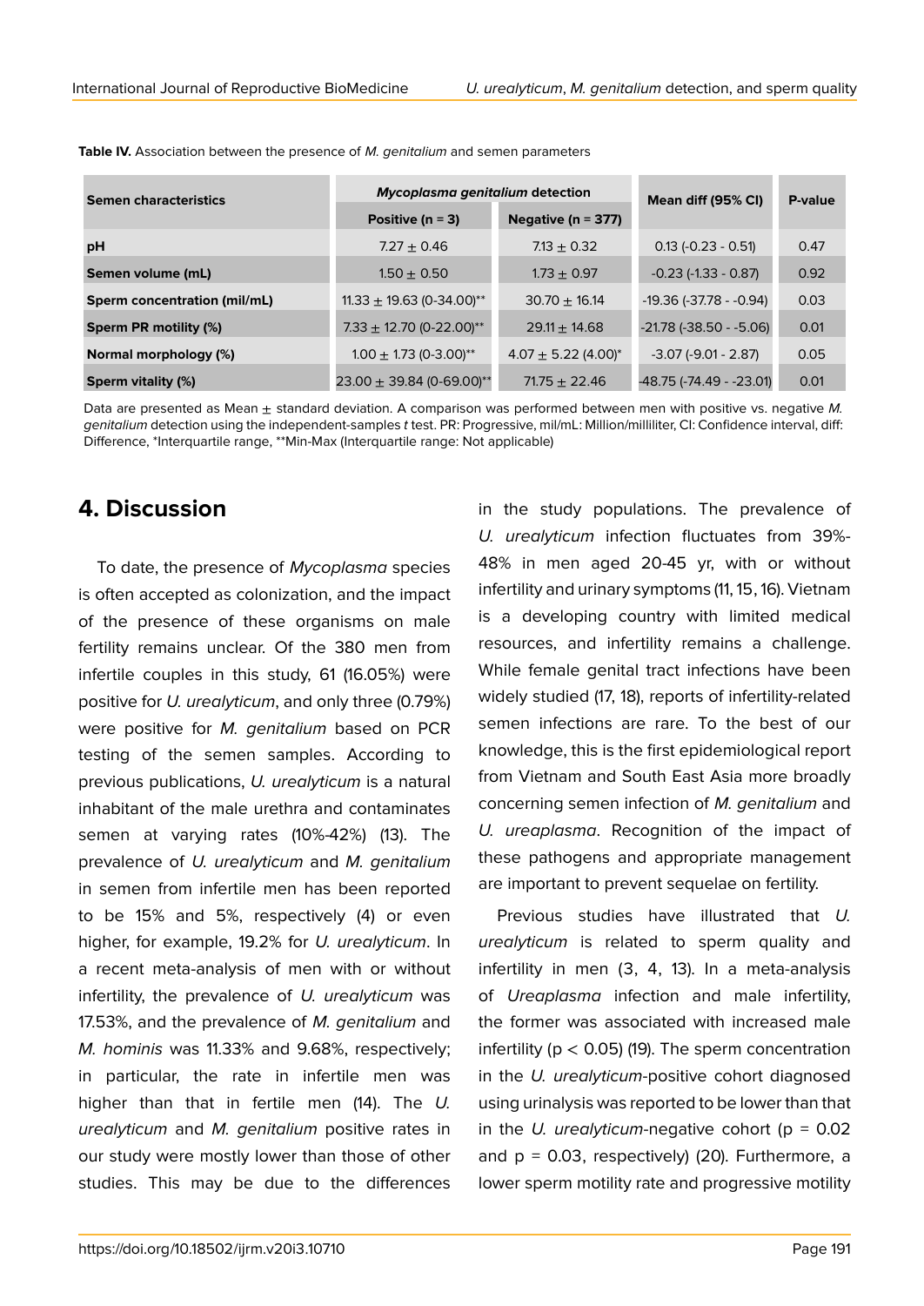**Table IV.** Association between the presence of *M. genitalium* and semen parameters

| Semen characteristics | *Mycoplasma genitalium* detection | | Mean diff (95% CI) | P-value |
|---|---|---|---|---|
| | Positive (n = 3) | Negative (n = 377) | | |
| **pH** | 7.27 ± 0.46 | 7.13 ± 0.32 | 0.13 (-0.23 - 0.51) | 0.47 |
| **Semen volume (mL)** | 1.50 ± 0.50 | 1.73 ± 0.97 | -0.23 (-1.33 - 0.87) | 0.92 |
| **Sperm concentration (mil/mL)** | 11.33 ± 19.63 (0-34.00)** | 30.70 ± 16.14 | -19.36 (-37.78 - -0.94) | 0.03 |
| **Sperm PR motility (%)** | 7.33 ± 12.70 (0-22.00)** | 29.11 ± 14.68 | -21.78 (-38.50 - -5.06) | 0.01 |
| **Normal morphology (%)** | 1.00 ± 1.73 (0-3.00)** | 4.07 ± 5.22 (4.00)* | -3.07 (-9.01 - 2.87) | 0.05 |
| **Sperm vitality (%)** | 23.00 ± 39.84 (0-69.00)** | 71.75 ± 22.46 | -48.75 (-74.49 - -23.01) | 0.01 |

Data are presented as Mean ± standard deviation. A comparison was performed between men with positive vs. negative *M. genitalium* detection using the independent-samples *t* test. PR: Progressive, mil/mL: Million/milliliter, CI: Confidence interval, diff: Difference, *Interquartile range, **Min-Max (Interquartile range: Not applicable)

## 4. Discussion

To date, the presence of *Mycoplasma* species is often accepted as colonization, and the impact of the presence of these organisms on male fertility remains unclear. Of the 380 men from infertile couples in this study, 61 (16.05%) were positive for *U. urealyticum*, and only three (0.79%) were positive for *M. genitalium* based on PCR testing of the semen samples. According to previous publications, *U. urealyticum* is a natural inhabitant of the male urethra and contaminates semen at varying rates (10%-42%) (13). The prevalence of *U. urealyticum* and *M. genitalium* in semen from infertile men has been reported to be 15% and 5%, respectively (4) or even higher, for example, 19.2% for *U. urealyticum*. In a recent meta-analysis of men with or without infertility, the prevalence of *U. urealyticum* was 17.53%, and the prevalence of *M. genitalium* and *M. hominis* was 11.33% and 9.68%, respectively; in particular, the rate in infertile men was higher than that in fertile men (14). The *U. urealyticum* and *M. genitalium* positive rates in our study were mostly lower than those of other studies. This may be due to the differences in the study populations. The prevalence of *U. urealyticum* infection fluctuates from 39%-48% in men aged 20-45 yr, with or without infertility and urinary symptoms (11, 15, 16). Vietnam is a developing country with limited medical resources, and infertility remains a challenge. While female genital tract infections have been widely studied (17, 18), reports of infertility-related semen infections are rare. To the best of our knowledge, this is the first epidemiological report from Vietnam and South East Asia more broadly concerning semen infection of *M. genitalium* and *U. ureaplasma*. Recognition of the impact of these pathogens and appropriate management are important to prevent sequelae on fertility.

Previous studies have illustrated that *U. urealyticum* is related to sperm quality and infertility in men (3, 4, 13). In a meta-analysis of *Ureaplasma* infection and male infertility, the former was associated with increased male infertility ($p < 0.05$) (19). The sperm concentration in the *U. urealyticum*-positive cohort diagnosed using urinalysis was reported to be lower than that in the *U. urealyticum*-negative cohort ($p = 0.02$ and $p = 0.03$, respectively) (20). Furthermore, a lower sperm motility rate and progressive motility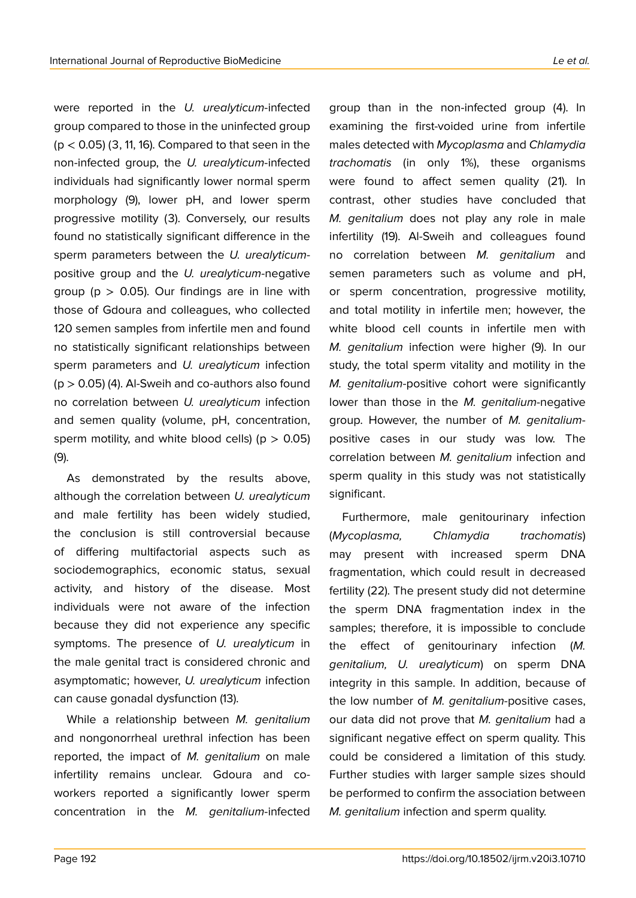were reported in the *U. urealyticum*-infected group compared to those in the uninfected group ($p < 0.05$) (3, 11, 16). Compared to that seen in the non-infected group, the *U. urealyticum*-infected individuals had significantly lower normal sperm morphology (9), lower pH, and lower sperm progressive motility (3). Conversely, our results found no statistically significant difference in the sperm parameters between the *U. urealyticum*-positive group and the *U. urealyticum*-negative group ($p > 0.05$). Our findings are in line with those of Gdoura and colleagues, who collected 120 semen samples from infertile men and found no statistically significant relationships between sperm parameters and *U. urealyticum* infection ($p > 0.05$) (4). Al-Sweih and co-authors also found no correlation between *U. urealyticum* infection and semen quality (volume, pH, concentration, sperm motility, and white blood cells) ($p > 0.05$) (9).

As demonstrated by the results above, although the correlation between *U. urealyticum* and male fertility has been widely studied, the conclusion is still controversial because of differing multifactorial aspects such as sociodemographics, economic status, sexual activity, and history of the disease. Most individuals were not aware of the infection because they did not experience any specific symptoms. The presence of *U. urealyticum* in the male genital tract is considered chronic and asymptomatic; however, *U. urealyticum* infection can cause gonadal dysfunction (13).

While a relationship between *M. genitalium* and nongonorrheal urethral infection has been reported, the impact of *M. genitalium* on male infertility remains unclear. Gdoura and co-workers reported a significantly lower sperm concentration in the *M. genitalium*-infected group than in the non-infected group (4). In examining the first-voided urine from infertile males detected with *Mycoplasma* and *Chlamydia trachomatis* (in only 1%), these organisms were found to affect semen quality (21). In contrast, other studies have concluded that *M. genitalium* does not play any role in male infertility (19). Al-Sweih and colleagues found no correlation between *M. genitalium* and semen parameters such as volume and pH, or sperm concentration, progressive motility, and total motility in infertile men; however, the white blood cell counts in infertile men with *M. genitalium* infection were higher (9). In our study, the total sperm vitality and motility in the *M. genitalium*-positive cohort were significantly lower than those in the *M. genitalium*-negative group. However, the number of *M. genitalium*-positive cases in our study was low. The correlation between *M. genitalium* infection and sperm quality in this study was not statistically significant.

Furthermore, male genitourinary infection (*Mycoplasma, Chlamydia trachomatis*) may present with increased sperm DNA fragmentation, which could result in decreased fertility (22). The present study did not determine the sperm DNA fragmentation index in the samples; therefore, it is impossible to conclude the effect of genitourinary infection (*M. genitalium, U. urealyticum*) on sperm DNA integrity in this sample. In addition, because of the low number of *M. genitalium*-positive cases, our data did not prove that *M. genitalium* had a significant negative effect on sperm quality. This could be considered a limitation of this study. Further studies with larger sample sizes should be performed to confirm the association between *M. genitalium* infection and sperm quality.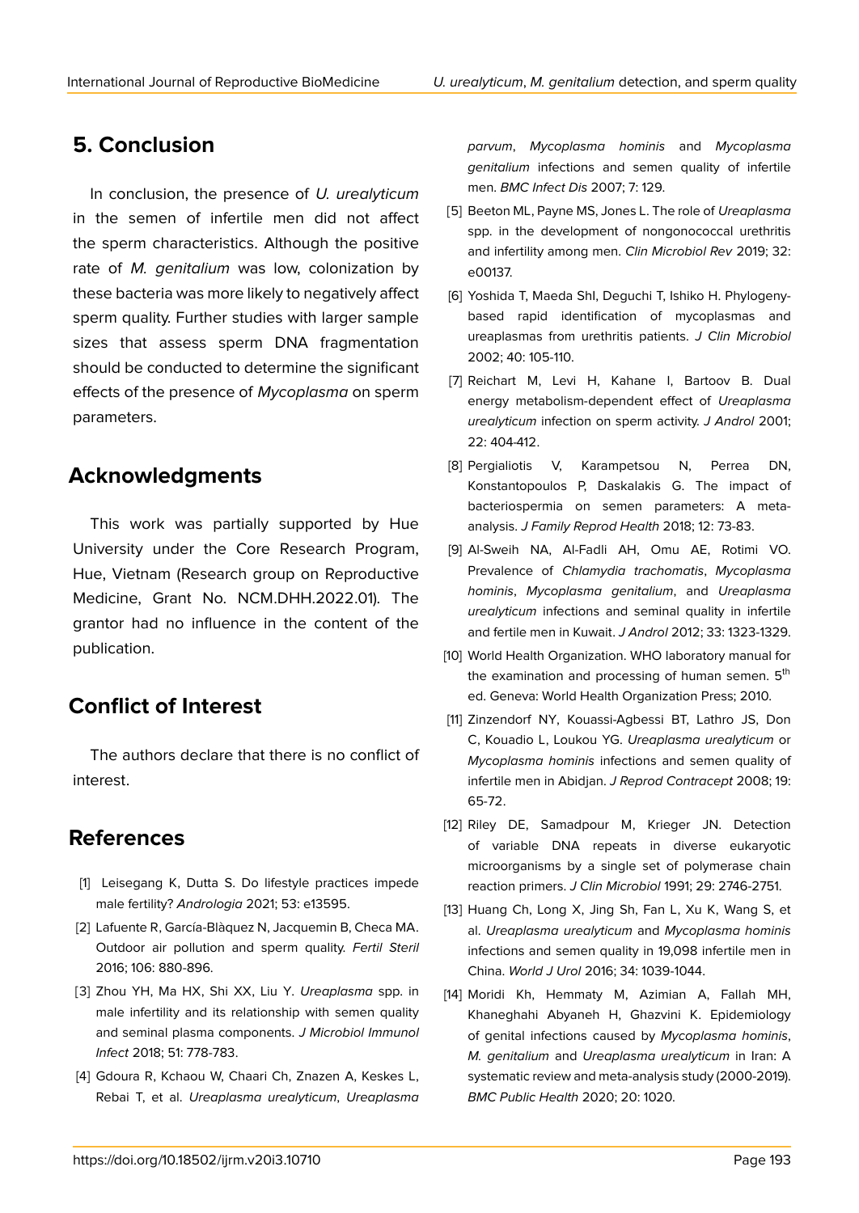## 5. Conclusion

In conclusion, the presence of *U. urealyticum* in the semen of infertile men did not affect the sperm characteristics. Although the positive rate of *M. genitalium* was low, colonization by these bacteria was more likely to negatively affect sperm quality. Further studies with larger sample sizes that assess sperm DNA fragmentation should be conducted to determine the significant effects of the presence of *Mycoplasma* on sperm parameters.

## Acknowledgments

This work was partially supported by Hue University under the Core Research Program, Hue, Vietnam (Research group on Reproductive Medicine, Grant No. NCM.DHH.2022.01). The grantor had no influence in the content of the publication.

## Conflict of Interest

The authors declare that there is no conflict of interest.

## References

[1] Leisegang K, Dutta S. Do lifestyle practices impede male fertility? *Andrologia* 2021; 53: e13595.

[2] Lafuente R, García-Blàquez N, Jacquemin B, Checa MA. Outdoor air pollution and sperm quality. *Fertil Steril* 2016; 106: 880-896.

[3] Zhou YH, Ma HX, Shi XX, Liu Y. *Ureaplasma* spp. in male infertility and its relationship with semen quality and seminal plasma components. *J Microbiol Immunol Infect* 2018; 51: 778-783.

[4] Gdoura R, Kchaou W, Chaari Ch, Znazen A, Keskes L, Rebai T, et al. *Ureaplasma urealyticum*, *Ureaplasma parvum*, *Mycoplasma hominis* and *Mycoplasma genitalium* infections and semen quality of infertile men. *BMC Infect Dis* 2007; 7: 129.

[5] Beeton ML, Payne MS, Jones L. The role of *Ureaplasma* spp. in the development of nongonococcal urethritis and infertility among men. *Clin Microbiol Rev* 2019; 32: e00137.

[6] Yoshida T, Maeda ShI, Deguchi T, Ishiko H. Phylogeny-based rapid identification of mycoplasmas and ureaplasmas from urethritis patients. *J Clin Microbiol* 2002; 40: 105-110.

[7] Reichart M, Levi H, Kahane I, Bartoov B. Dual energy metabolism-dependent effect of *Ureaplasma urealyticum* infection on sperm activity. *J Androl* 2001; 22: 404-412.

[8] Pergialiotis V, Karampetsou N, Perrea DN, Konstantopoulos P, Daskalakis G. The impact of bacteriospermia on semen parameters: A meta-analysis. *J Family Reprod Health* 2018; 12: 73-83.

[9] Al-Sweih NA, Al-Fadli AH, Omu AE, Rotimi VO. Prevalence of *Chlamydia trachomatis*, *Mycoplasma hominis*, *Mycoplasma genitalium*, and *Ureaplasma urealyticum* infections and seminal quality in infertile and fertile men in Kuwait. *J Androl* 2012; 33: 1323-1329.

[10] World Health Organization. WHO laboratory manual for the examination and processing of human semen. 5th ed. Geneva: World Health Organization Press; 2010.

[11] Zinzendorf NY, Kouassi-Agbessi BT, Lathro JS, Don C, Kouadio L, Loukou YG. *Ureaplasma urealyticum* or *Mycoplasma hominis* infections and semen quality of infertile men in Abidjan. *J Reprod Contracept* 2008; 19: 65-72.

[12] Riley DE, Samadpour M, Krieger JN. Detection of variable DNA repeats in diverse eukaryotic microorganisms by a single set of polymerase chain reaction primers. *J Clin Microbiol* 1991; 29: 2746-2751.

[13] Huang Ch, Long X, Jing Sh, Fan L, Xu K, Wang S, et al. *Ureaplasma urealyticum* and *Mycoplasma hominis* infections and semen quality in 19,098 infertile men in China. *World J Urol* 2016; 34: 1039-1044.

[14] Moridi Kh, Hemmaty M, Azimian A, Fallah MH, Khaneghahi Abyaneh H, Ghazvini K. Epidemiology of genital infections caused by *Mycoplasma hominis*, *M. genitalium* and *Ureaplasma urealyticum* in Iran: A systematic review and meta-analysis study (2000-2019). *BMC Public Health* 2020; 20: 1020.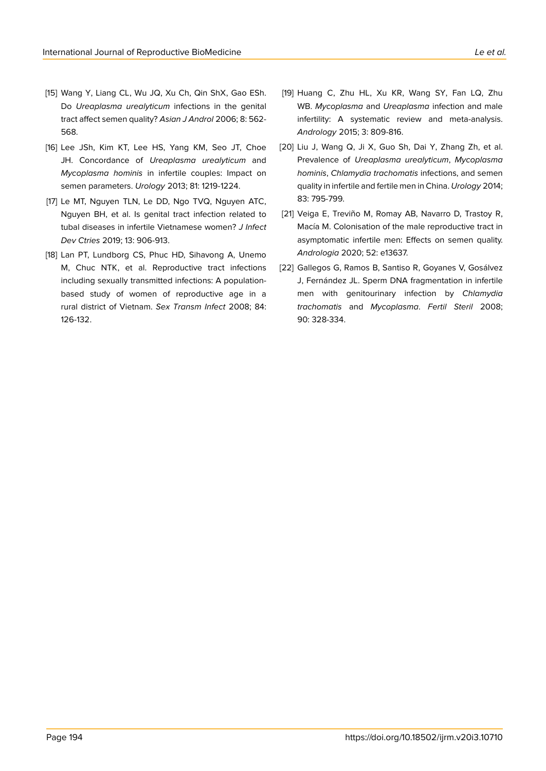[15] Wang Y, Liang CL, Wu JQ, Xu Ch, Qin ShX, Gao ESh. Do *Ureaplasma urealyticum* infections in the genital tract affect semen quality? *Asian J Androl* 2006; 8: 562-568.

[16] Lee JSh, Kim KT, Lee HS, Yang KM, Seo JT, Choe JH. Concordance of *Ureaplasma urealyticum* and *Mycoplasma hominis* in infertile couples: Impact on semen parameters. *Urology* 2013; 81: 1219-1224.

[17] Le MT, Nguyen TLN, Le DD, Ngo TVQ, Nguyen ATC, Nguyen BH, et al. Is genital tract infection related to tubal diseases in infertile Vietnamese women? *J Infect Dev Ctries* 2019; 13: 906-913.

[18] Lan PT, Lundborg CS, Phuc HD, Sihavong A, Unemo M, Chuc NTK, et al. Reproductive tract infections including sexually transmitted infections: A population-based study of women of reproductive age in a rural district of Vietnam. *Sex Transm Infect* 2008; 84: 126-132.

[19] Huang C, Zhu HL, Xu KR, Wang SY, Fan LQ, Zhu WB. *Mycoplasma* and *Ureaplasma* infection and male infertility: A systematic review and meta-analysis. *Andrology* 2015; 3: 809-816.

[20] Liu J, Wang Q, Ji X, Guo Sh, Dai Y, Zhang Zh, et al. Prevalence of *Ureaplasma urealyticum*, *Mycoplasma hominis*, *Chlamydia trachomatis* infections, and semen quality in infertile and fertile men in China. *Urology* 2014; 83: 795-799.

[21] Veiga E, Treviño M, Romay AB, Navarro D, Trastoy R, Macía M. Colonisation of the male reproductive tract in asymptomatic infertile men: Effects on semen quality. *Andrologia* 2020; 52: e13637.

[22] Gallegos G, Ramos B, Santiso R, Goyanes V, Gosálvez J, Fernández JL. Sperm DNA fragmentation in infertile men with genitourinary infection by *Chlamydia trachomatis* and *Mycoplasma*. *Fertil Steril* 2008; 90: 328-334.